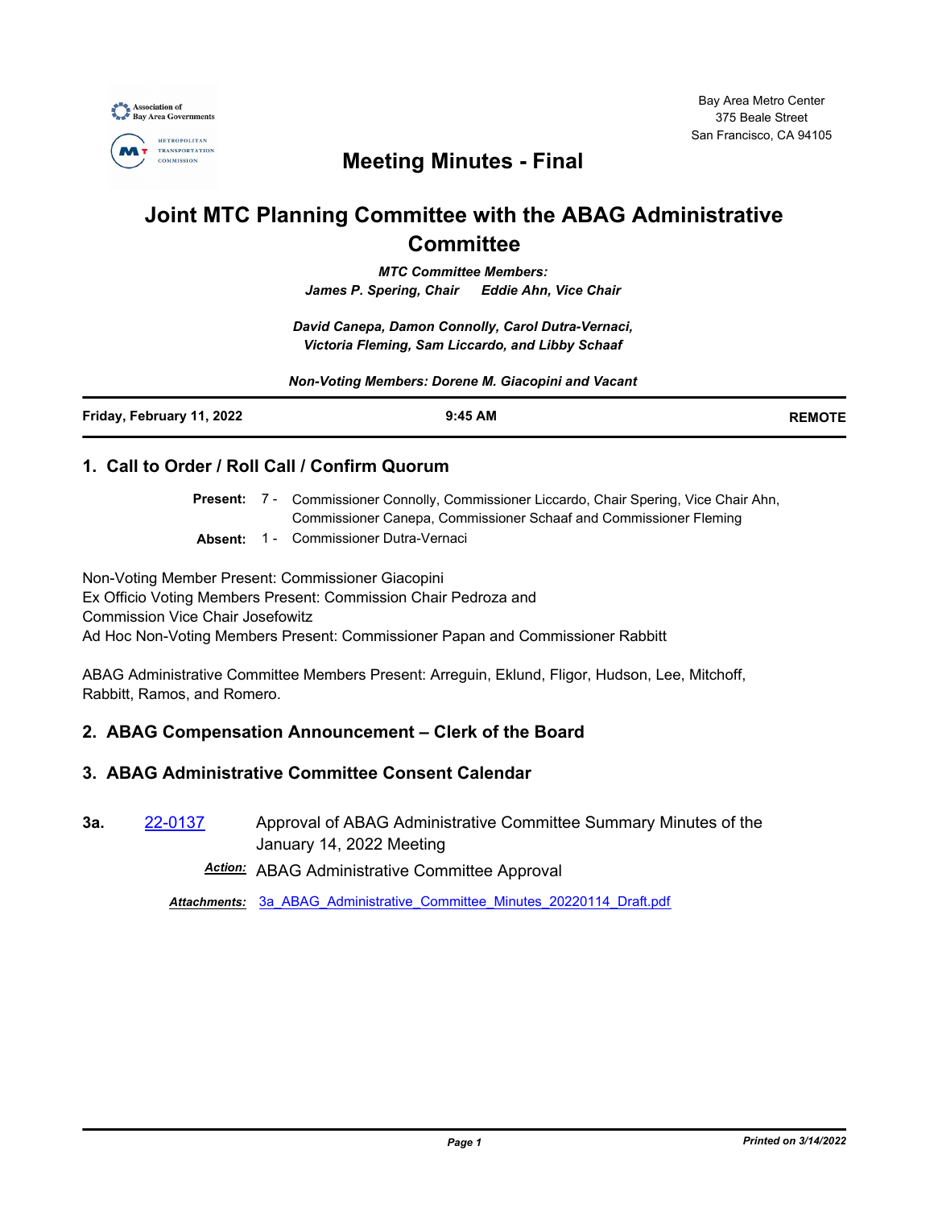Bay Area Metro Center
375 Beale Street
San Francisco, CA 94105

# Meeting Minutes - Final

# Joint MTC Planning Committee with the ABAG Administrative Committee

***MTC Committee Members:***
***James P. Spering, Chair      Eddie Ahn, Vice Chair***

***David Canepa, Damon Connolly, Carol Dutra-Vernaci, Victoria Fleming, Sam Liccardo, and Libby Schaaf***

***Non-Voting Members: Dorene M. Giacopini and Vacant***

| **Friday, February 11, 2022** | **9:45 AM** | **REMOTE** |
|---|---|---|

## 1. Call to Order / Roll Call / Confirm Quorum

**Present:** 7 - Commissioner Connolly, Commissioner Liccardo, Chair Spering, Vice Chair Ahn, Commissioner Canepa, Commissioner Schaaf and Commissioner Fleming

**Absent:** 1 - Commissioner Dutra-Vernaci

Non-Voting Member Present: Commissioner Giacopini
Ex Officio Voting Members Present: Commission Chair Pedroza and Commission Vice Chair Josefowitz
Ad Hoc Non-Voting Members Present: Commissioner Papan and Commissioner Rabbitt

ABAG Administrative Committee Members Present: Arreguin, Eklund, Fligor, Hudson, Lee, Mitchoff, Rabbitt, Ramos, and Romero.

## 2. ABAG Compensation Announcement – Clerk of the Board

## 3. ABAG Administrative Committee Consent Calendar

**3a.** 22-0137 Approval of ABAG Administrative Committee Summary Minutes of the January 14, 2022 Meeting

***Action:*** ABAG Administrative Committee Approval

***Attachments:*** 3a_ABAG_Administrative_Committee_Minutes_20220114_Draft.pdf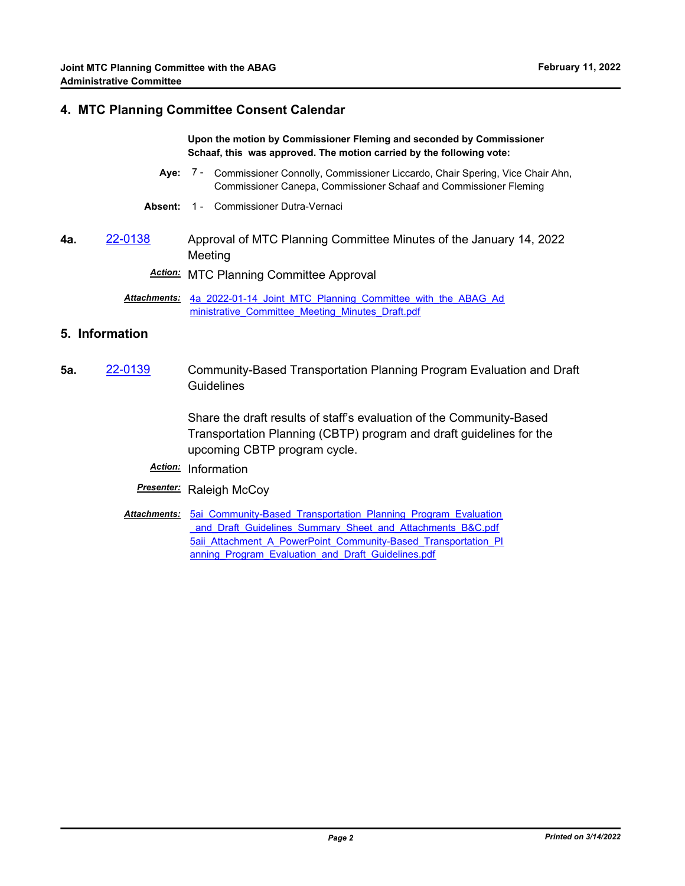## 4. MTC Planning Committee Consent Calendar

**Upon the motion by Commissioner Fleming and seconded by Commissioner Schaaf, this was approved. The motion carried by the following vote:**

**Aye:** 7 - Commissioner Connolly, Commissioner Liccardo, Chair Spering, Vice Chair Ahn, Commissioner Canepa, Commissioner Schaaf and Commissioner Fleming

**Absent:** 1 - Commissioner Dutra-Vernaci

**4a.** 22-0138 Approval of MTC Planning Committee Minutes of the January 14, 2022 Meeting

***Action:*** MTC Planning Committee Approval

***Attachments:*** 4a_2022-01-14_Joint_MTC_Planning_Committee_with_the_ABAG_Administrative_Committee_Meeting_Minutes_Draft.pdf

## 5. Information

**5a.** 22-0139 Community-Based Transportation Planning Program Evaluation and Draft Guidelines

Share the draft results of staff's evaluation of the Community-Based Transportation Planning (CBTP) program and draft guidelines for the upcoming CBTP program cycle.

***Action:*** Information

***Presenter:*** Raleigh McCoy

***Attachments:*** 5ai_Community-Based_Transportation_Planning_Program_Evaluation_and_Draft_Guidelines_Summary_Sheet_and_Attachments_B&C.pdf
5aii_Attachment_A_PowerPoint_Community-Based_Transportation_Planning_Program_Evaluation_and_Draft_Guidelines.pdf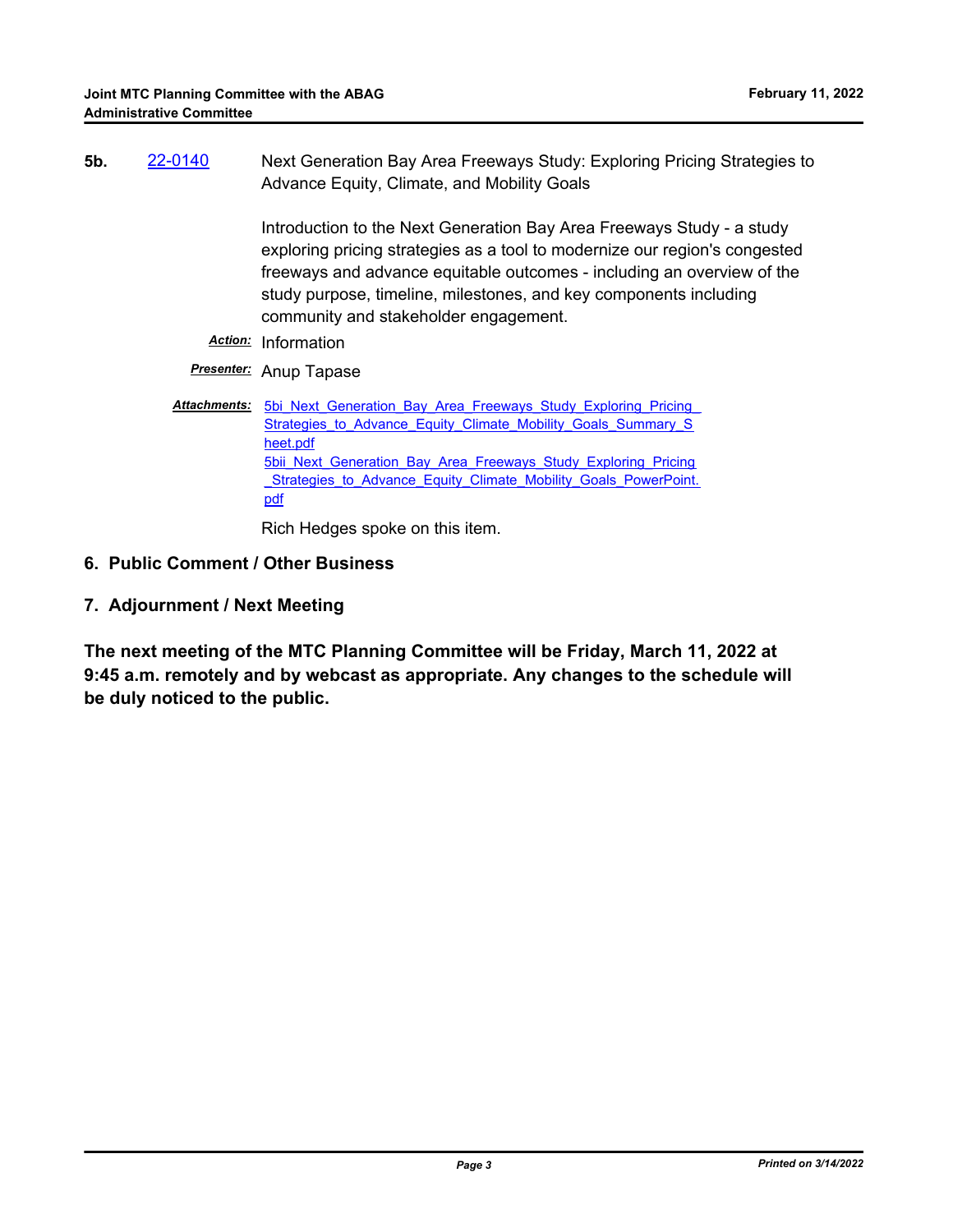**5b.** 22-0140 Next Generation Bay Area Freeways Study: Exploring Pricing Strategies to Advance Equity, Climate, and Mobility Goals

Introduction to the Next Generation Bay Area Freeways Study - a study exploring pricing strategies as a tool to modernize our region's congested freeways and advance equitable outcomes - including an overview of the study purpose, timeline, milestones, and key components including community and stakeholder engagement.

***Action:*** Information

***Presenter:*** Anup Tapase

***Attachments:*** 5bi_Next_Generation_Bay_Area_Freeways_Study_Exploring_Pricing_Strategies_to_Advance_Equity_Climate_Mobility_Goals_Summary_Sheet.pdf
5bii_Next_Generation_Bay_Area_Freeways_Study_Exploring_Pricing_Strategies_to_Advance_Equity_Climate_Mobility_Goals_PowerPoint.pdf

Rich Hedges spoke on this item.

## 6. Public Comment / Other Business

## 7. Adjournment / Next Meeting

**The next meeting of the MTC Planning Committee will be Friday, March 11, 2022 at 9:45 a.m. remotely and by webcast as appropriate. Any changes to the schedule will be duly noticed to the public.**